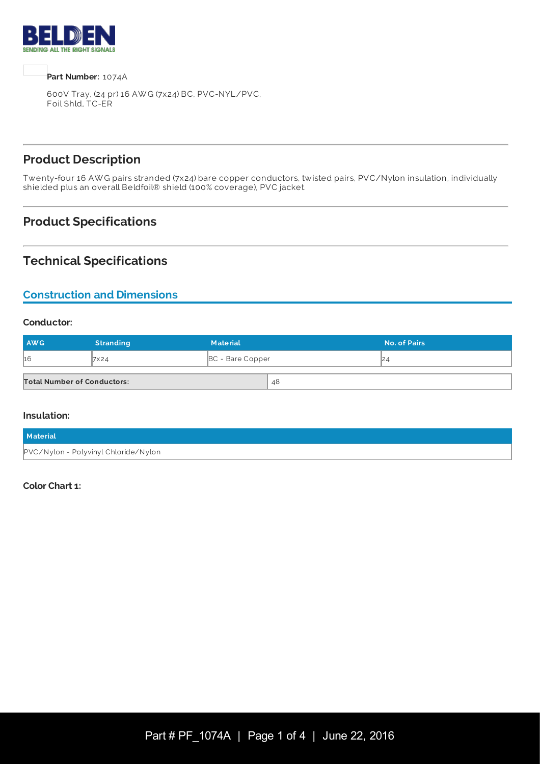**Part Number:** 1074A

600V Tray, (24 pr) 16 AWG (7x24) BC, PVC-NYL/PVC, Foil Shld, TC-ER

## Product Description

Twenty-four 16 AWG pairs stranded (7x24) bare copper conductors, twisted pairs, PVC/Nylon insulation, individually shielded plus an overall Beldfoil® shield (100% coverage), PVC jacket.

## Product Specifications

## Technical Specifications

### Construction and Dimensions

#### Conductor:

| AWG | Stranding | Material | No. of Pairs |
|---|---|---|---|
| 16 | 7x24 | BC - Bare Copper | 24 |

| Total Number of Conductors: | 48 |
|---|---|

#### Insulation:

| Material |
|---|
| PVC/Nylon - Polyvinyl Chloride/Nylon |

#### Color Chart 1: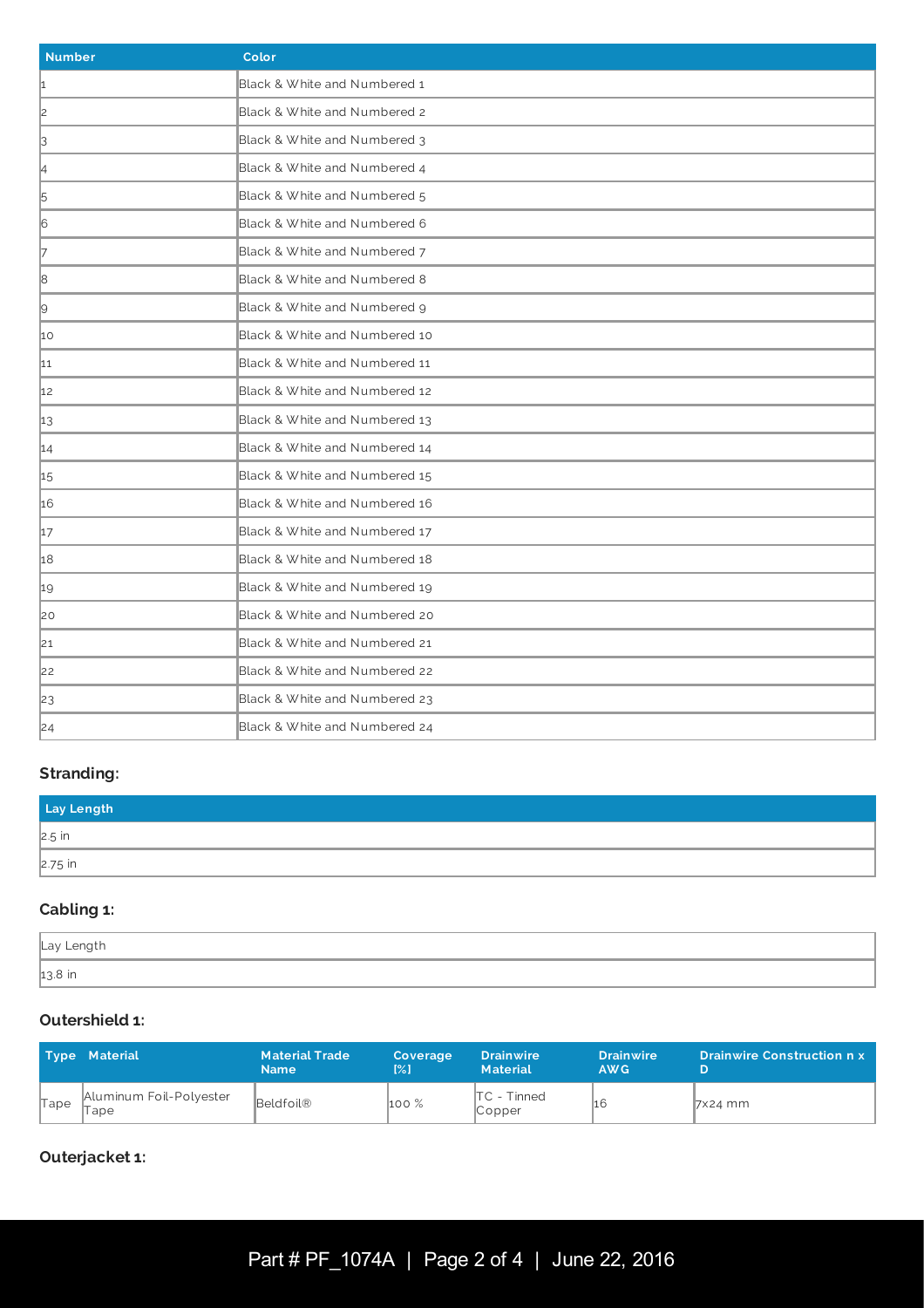| Number | Color |
|---|---|
| 1 | Black & White and Numbered 1 |
| 2 | Black & White and Numbered 2 |
| 3 | Black & White and Numbered 3 |
| 4 | Black & White and Numbered 4 |
| 5 | Black & White and Numbered 5 |
| 6 | Black & White and Numbered 6 |
| 7 | Black & White and Numbered 7 |
| 8 | Black & White and Numbered 8 |
| 9 | Black & White and Numbered 9 |
| 10 | Black & White and Numbered 10 |
| 11 | Black & White and Numbered 11 |
| 12 | Black & White and Numbered 12 |
| 13 | Black & White and Numbered 13 |
| 14 | Black & White and Numbered 14 |
| 15 | Black & White and Numbered 15 |
| 16 | Black & White and Numbered 16 |
| 17 | Black & White and Numbered 17 |
| 18 | Black & White and Numbered 18 |
| 19 | Black & White and Numbered 19 |
| 20 | Black & White and Numbered 20 |
| 21 | Black & White and Numbered 21 |
| 22 | Black & White and Numbered 22 |
| 23 | Black & White and Numbered 23 |
| 24 | Black & White and Numbered 24 |

### Stranding:

| Lay Length |
|---|
| 2.5 in |
| 2.75 in |

### Cabling 1:

| Lay Length |
|---|
| 13.8 in |

### Outershield 1:

| Type | Material | Material Trade Name | Coverage [%] | Drainwire Material | Drainwire AWG | Drainwire Construction n x D |
|---|---|---|---|---|---|---|
| Tape | Aluminum Foil-Polyester Tape | Beldfoil® | 100 % | TC - Tinned Copper | 16 | 7x24 mm |

### Outerjacket 1: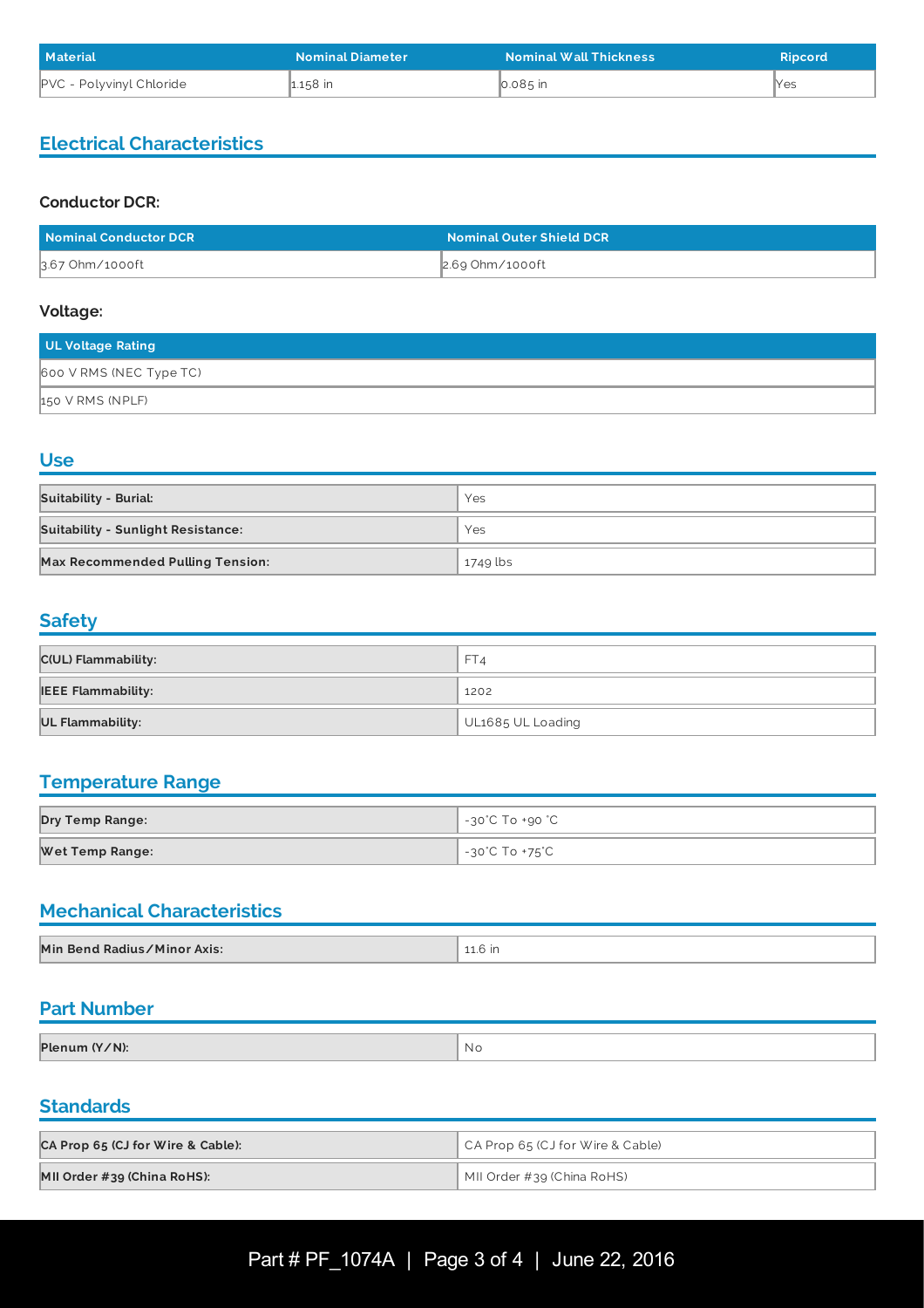| Material | Nominal Diameter | Nominal Wall Thickness | Ripcord |
| --- | --- | --- | --- |
| PVC - Polyvinyl Chloride | 1.158 in | 0.085 in | Yes |

## Electrical Characteristics

### Conductor DCR:

| Nominal Conductor DCR | Nominal Outer Shield DCR |
| --- | --- |
| 3.67 Ohm/1000ft | 2.69 Ohm/1000ft |

### Voltage:

| UL Voltage Rating |
| --- |
| 600 V RMS (NEC Type TC) |
| 150 V RMS (NPLF) |

## Use

| | |
| --- | --- |
| **Suitability - Burial:** | Yes |
| **Suitability - Sunlight Resistance:** | Yes |
| **Max Recommended Pulling Tension:** | 1749 lbs |

## Safety

| | |
| --- | --- |
| **C(UL) Flammability:** | FT4 |
| **IEEE Flammability:** | 1202 |
| **UL Flammability:** | UL1685 UL Loading |

## Temperature Range

| | |
| --- | --- |
| **Dry Temp Range:** | -30°C To +90 °C |
| **Wet Temp Range:** | -30°C To +75°C |

## Mechanical Characteristics

| | |
| --- | --- |
| **Min Bend Radius/Minor Axis:** | 11.6 in |

## Part Number

| | |
| --- | --- |
| **Plenum (Y/N):** | No |

## Standards

| | |
| --- | --- |
| **CA Prop 65 (CJ for Wire & Cable):** | CA Prop 65 (CJ for Wire & Cable) |
| **MII Order #39 (China RoHS):** | MII Order #39 (China RoHS) |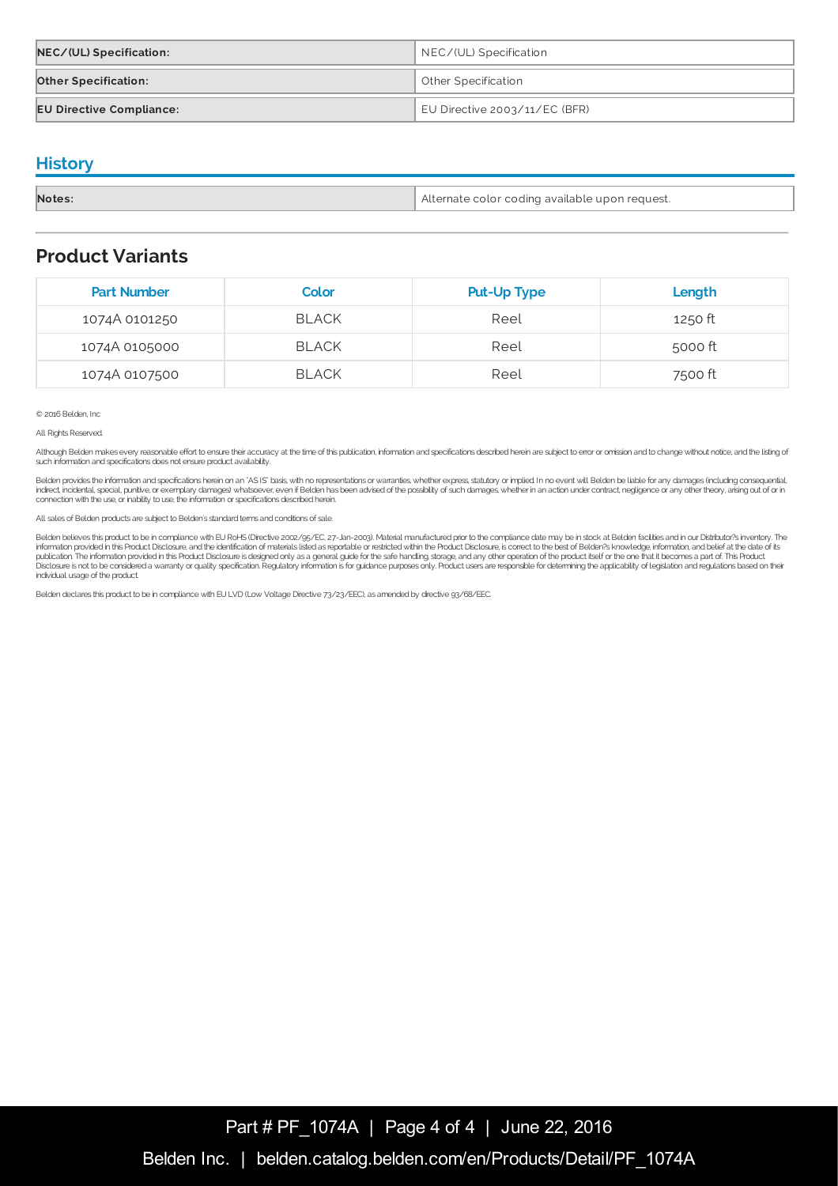| | |
|---|---|
| **NEC/(UL) Specification:** | NEC/(UL) Specification |
| **Other Specification:** | Other Specification |
| **EU Directive Compliance:** | EU Directive 2003/11/EC (BFR) |

## History

| | |
|---|---|
| **Notes:** | Alternate color coding available upon request. |

## Product Variants

| Part Number | Color | Put-Up Type | Length |
|---|---|---|---|
| 1074A 0101250 | BLACK | Reel | 1250 ft |
| 1074A 0105000 | BLACK | Reel | 5000 ft |
| 1074A 0107500 | BLACK | Reel | 7500 ft |

© 2016 Belden, Inc

All Rights Reserved.

Although Belden makes every reasonable effort to ensure their accuracy at the time of this publication, information and specifications described herein are subject to error or omission and to change without notice, and the listing of such information and specifications does not ensure product availability.

Belden provides the information and specifications herein on an "AS IS" basis, with no representations or warranties, whether express, statutory or implied. In no event will Belden be liable for any damages (including consequential, indirect, incidental, special, punitive, or exemplary damages) whatsoever, even if Belden has been advised of the possibility of such damages, whether in an action under contract, negligence or any other theory, arising out of or in connection with the use, or inability to use, the information or specifications described herein.

All sales of Belden products are subject to Belden's standard terms and conditions of sale.

Belden believes this product to be in compliance with EU RoHS (Directive 2002/95/EC, 27-Jan-2003). Material manufactured prior to the compliance date may be in stock at Belden facilities and in our Distributor?s inventory. The information provided in this Product Disclosure, and the identification of materials listed as reportable or restricted within the Product Disclosure, is correct to the best of Belden?s knowledge, information, and belief at the date of its publication. The information provided in this Product Disclosure is designed only as a general guide for the safe handling, storage, and any other operation of the product itself or the one that it becomes a part of. This Product Disclosure is not to be considered a warranty or quality specification. Regulatory information is for guidance purposes only. Product users are responsible for determining the applicability of legislation and regulations based on their individual usage of the product.

Belden declares this product to be in compliance with EU LVD (Low Voltage Directive 73/23/EEC), as amended by directive 93/68/EEC.